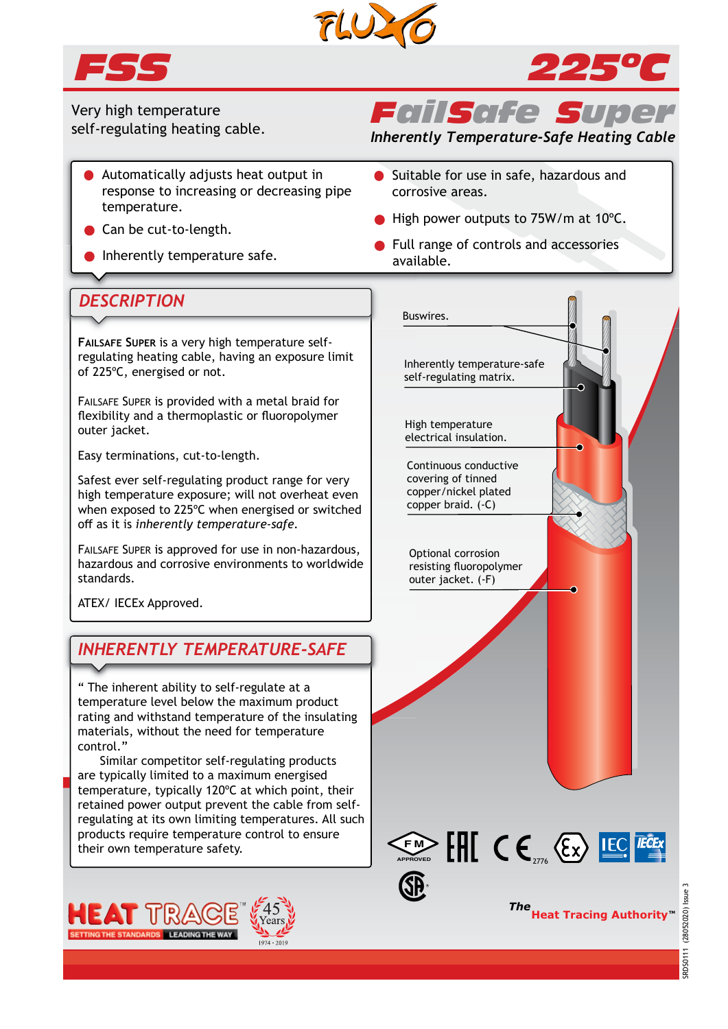FLUXO

# FSS 225°C

Very high temperature self-regulating heating cable.

## FailSafe Super

*Inherently Temperature-Safe Heating Cable*

- Automatically adjusts heat output in response to increasing or decreasing pipe temperature.
- Can be cut-to-length.
- Inherently temperature safe.
- Suitable for use in safe, hazardous and corrosive areas.
- High power outputs to 75W/m at 10°C.
- Full range of controls and accessories available.

## DESCRIPTION

**FAILSAFE SUPER** is a very high temperature self-regulating heating cable, having an exposure limit of 225°C, energised or not.

FAILSAFE SUPER is provided with a metal braid for flexibility and a thermoplastic or fluoropolymer outer jacket.

Easy terminations, cut-to-length.

Safest ever self-regulating product range for very high temperature exposure; will not overheat even when exposed to 225°C when energised or switched off as it is *inherently temperature-safe*.

FAILSAFE SUPER is approved for use in non-hazardous, hazardous and corrosive environments to worldwide standards.

ATEX/ IECEx Approved.

Buswires.

Inherently temperature-safe self-regulating matrix.

High temperature electrical insulation.

Continuous conductive covering of tinned copper/nickel plated copper braid. (-C)

Optional corrosion resisting fluoropolymer outer jacket. (-F)

## INHERENTLY TEMPERATURE-SAFE

" The inherent ability to self-regulate at a temperature level below the maximum product rating and withstand temperature of the insulating materials, without the need for temperature control."

Similar competitor self-regulating products are typically limited to a maximum energised temperature, typically 120°C at which point, their retained power output prevent the cable from self-regulating at its own limiting temperatures. All such products require temperature control to ensure their own temperature safety.

FM APPROVED · EAC · CE 2776 · Ex · IEC · IECEx · CSA

HEAT TRACE™ SETTING THE STANDARDS LEADING THE WAY — 45 Years 1974 - 2019

The Heat Tracing Authority™

SRDS0111 (28052020) Issue 3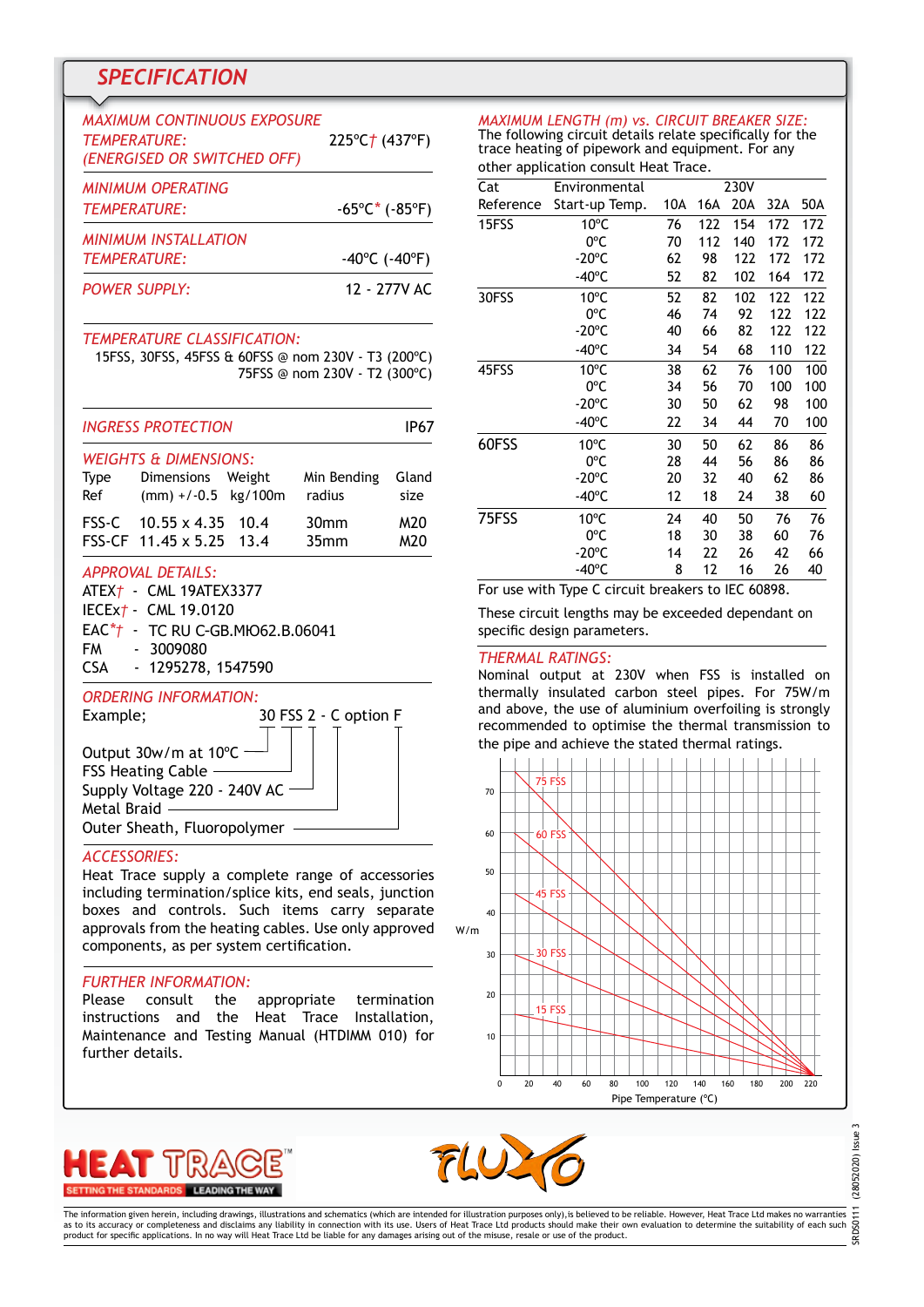# SPECIFICATION

## MAXIMUM CONTINUOUS EXPOSURE TEMPERATURE: (ENERGISED OR SWITCHED OFF)
225°C† (437°F)

## MINIMUM OPERATING TEMPERATURE:
-65°C* (-85°F)

## MINIMUM INSTALLATION TEMPERATURE:
-40°C (-40°F)

## POWER SUPPLY:
12 - 277V AC

## TEMPERATURE CLASSIFICATION:
15FSS, 30FSS, 45FSS & 60FSS @ nom 230V - T3 (200°C)
75FSS @ nom 230V - T2 (300°C)

## INGRESS PROTECTION
IP67

## WEIGHTS & DIMENSIONS:

| Type Ref | Dimensions (mm) +/-0.5 | Weight kg/100m | Min Bending radius | Gland size |
|---|---|---|---|---|
| FSS-C | 10.55 x 4.35 | 10.4 | 30mm | M20 |
| FSS-CF | 11.45 x 5.25 | 13.4 | 35mm | M20 |

## APPROVAL DETAILS:
ATEX† - CML 19ATEX3377
IECEx† - CML 19.0120
EAC*† - TC RU C-GB.MЮ62.B.06041
FM - 3009080
CSA - 1295278, 1547590

## ORDERING INFORMATION:
Example; 30 FSS 2 - C option F

- Output 30w/m at 10°C
- FSS Heating Cable
- Supply Voltage 220 - 240V AC
- Metal Braid
- Outer Sheath, Fluoropolymer

## ACCESSORIES:
Heat Trace supply a complete range of accessories including termination/splice kits, end seals, junction boxes and controls. Such items carry separate approvals from the heating cables. Use only approved components, as per system certification.

## FURTHER INFORMATION:
Please consult the appropriate termination instructions and the Heat Trace Installation, Maintenance and Testing Manual (HTDIMM 010) for further details.

## MAXIMUM LENGTH (m) vs. CIRCUIT BREAKER SIZE:
The following circuit details relate specifically for the trace heating of pipework and equipment. For any other application consult Heat Trace.

| Cat Reference | Environmental Start-up Temp. | 230V 10A | 16A | 20A | 32A | 50A |
|---|---|---|---|---|---|---|
| 15FSS | 10°C | 76 | 122 | 154 | 172 | 172 |
| | 0°C | 70 | 112 | 140 | 172 | 172 |
| | -20°C | 62 | 98 | 122 | 172 | 172 |
| | -40°C | 52 | 82 | 102 | 164 | 172 |
| 30FSS | 10°C | 52 | 82 | 102 | 122 | 122 |
| | 0°C | 46 | 74 | 92 | 122 | 122 |
| | -20°C | 40 | 66 | 82 | 122 | 122 |
| | -40°C | 34 | 54 | 68 | 110 | 122 |
| 45FSS | 10°C | 38 | 62 | 76 | 100 | 100 |
| | 0°C | 34 | 56 | 70 | 100 | 100 |
| | -20°C | 30 | 50 | 62 | 98 | 100 |
| | -40°C | 22 | 34 | 44 | 70 | 100 |
| 60FSS | 10°C | 30 | 50 | 62 | 86 | 86 |
| | 0°C | 28 | 44 | 56 | 86 | 86 |
| | -20°C | 20 | 32 | 40 | 62 | 86 |
| | -40°C | 12 | 18 | 24 | 38 | 60 |
| 75FSS | 10°C | 24 | 40 | 50 | 76 | 76 |
| | 0°C | 18 | 30 | 38 | 60 | 76 |
| | -20°C | 14 | 22 | 26 | 42 | 66 |
| | -40°C | 8 | 12 | 16 | 26 | 40 |

For use with Type C circuit breakers to IEC 60898.

These circuit lengths may be exceeded dependant on specific design parameters.

## THERMAL RATINGS:
Nominal output at 230V when FSS is installed on thermally insulated carbon steel pipes. For 75W/m and above, the use of aluminium overfoiling is strongly recommended to optimise the thermal transmission to the pipe and achieve the stated thermal ratings.

75 FSS
60 FSS
45 FSS
30 FSS
15 FSS
W/m
10 20 30 40 50 60 70
0 20 40 60 80 100 120 140 160 180 200 220
Pipe Temperature (°C)

The information given herein, including drawings, illustrations and schematics (which are intended for illustration purposes only),is believed to be reliable. However, Heat Trace Ltd makes no warranties as to its accuracy or completeness and disclaims any liability in connection with its use. Users of Heat Trace Ltd products should make their own evaluation to determine the suitability of each such product for specific applications. In no way will Heat Trace Ltd be liable for any damages arising out of the misuse, resale or use of the product.

SRDS0111 (28052020) Issue 3